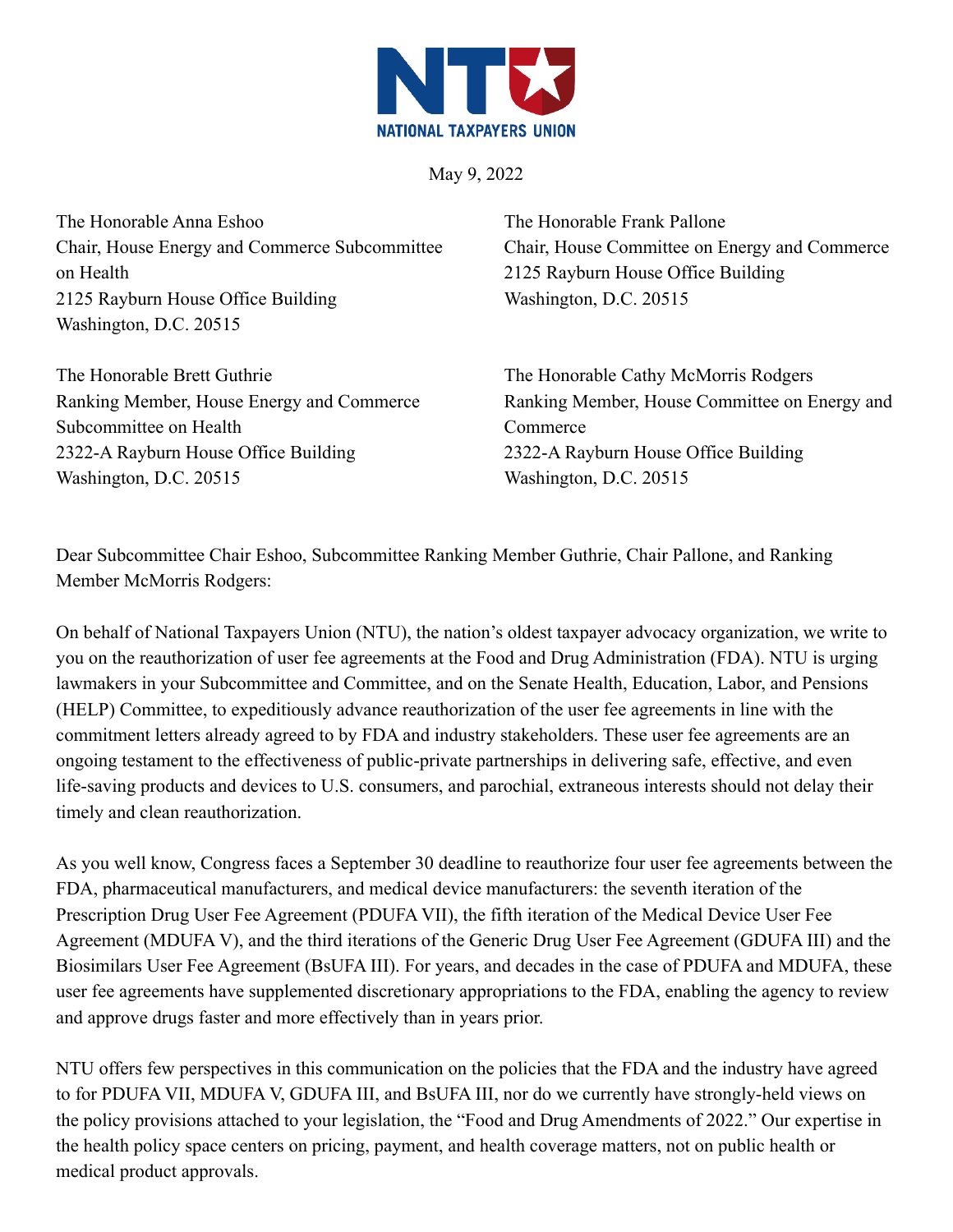NATIONAL TAXPAYERS UNION

May 9, 2022

The Honorable Anna Eshoo
Chair, House Energy and Commerce Subcommittee on Health
2125 Rayburn House Office Building
Washington, D.C. 20515

The Honorable Frank Pallone
Chair, House Committee on Energy and Commerce
2125 Rayburn House Office Building
Washington, D.C. 20515

The Honorable Brett Guthrie
Ranking Member, House Energy and Commerce Subcommittee on Health
2322-A Rayburn House Office Building
Washington, D.C. 20515

The Honorable Cathy McMorris Rodgers
Ranking Member, House Committee on Energy and Commerce
2322-A Rayburn House Office Building
Washington, D.C. 20515

Dear Subcommittee Chair Eshoo, Subcommittee Ranking Member Guthrie, Chair Pallone, and Ranking Member McMorris Rodgers:

On behalf of National Taxpayers Union (NTU), the nation's oldest taxpayer advocacy organization, we write to you on the reauthorization of user fee agreements at the Food and Drug Administration (FDA). NTU is urging lawmakers in your Subcommittee and Committee, and on the Senate Health, Education, Labor, and Pensions (HELP) Committee, to expeditiously advance reauthorization of the user fee agreements in line with the commitment letters already agreed to by FDA and industry stakeholders. These user fee agreements are an ongoing testament to the effectiveness of public-private partnerships in delivering safe, effective, and even life-saving products and devices to U.S. consumers, and parochial, extraneous interests should not delay their timely and clean reauthorization.

As you well know, Congress faces a September 30 deadline to reauthorize four user fee agreements between the FDA, pharmaceutical manufacturers, and medical device manufacturers: the seventh iteration of the Prescription Drug User Fee Agreement (PDUFA VII), the fifth iteration of the Medical Device User Fee Agreement (MDUFA V), and the third iterations of the Generic Drug User Fee Agreement (GDUFA III) and the Biosimilars User Fee Agreement (BsUFA III). For years, and decades in the case of PDUFA and MDUFA, these user fee agreements have supplemented discretionary appropriations to the FDA, enabling the agency to review and approve drugs faster and more effectively than in years prior.

NTU offers few perspectives in this communication on the policies that the FDA and the industry have agreed to for PDUFA VII, MDUFA V, GDUFA III, and BsUFA III, nor do we currently have strongly-held views on the policy provisions attached to your legislation, the "Food and Drug Amendments of 2022." Our expertise in the health policy space centers on pricing, payment, and health coverage matters, not on public health or medical product approvals.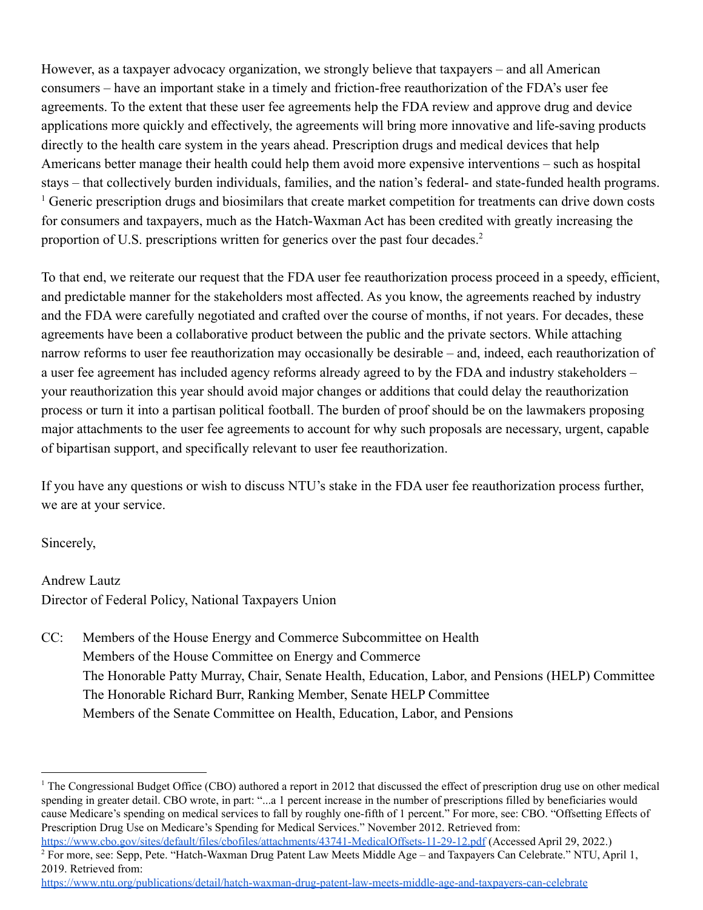However, as a taxpayer advocacy organization, we strongly believe that taxpayers – and all American consumers – have an important stake in a timely and friction-free reauthorization of the FDA's user fee agreements. To the extent that these user fee agreements help the FDA review and approve drug and device applications more quickly and effectively, the agreements will bring more innovative and life-saving products directly to the health care system in the years ahead. Prescription drugs and medical devices that help Americans better manage their health could help them avoid more expensive interventions – such as hospital stays – that collectively burden individuals, families, and the nation's federal- and state-funded health programs.[1] Generic prescription drugs and biosimilars that create market competition for treatments can drive down costs for consumers and taxpayers, much as the Hatch-Waxman Act has been credited with greatly increasing the proportion of U.S. prescriptions written for generics over the past four decades.[2]

To that end, we reiterate our request that the FDA user fee reauthorization process proceed in a speedy, efficient, and predictable manner for the stakeholders most affected. As you know, the agreements reached by industry and the FDA were carefully negotiated and crafted over the course of months, if not years. For decades, these agreements have been a collaborative product between the public and the private sectors. While attaching narrow reforms to user fee reauthorization may occasionally be desirable – and, indeed, each reauthorization of a user fee agreement has included agency reforms already agreed to by the FDA and industry stakeholders – your reauthorization this year should avoid major changes or additions that could delay the reauthorization process or turn it into a partisan political football. The burden of proof should be on the lawmakers proposing major attachments to the user fee agreements to account for why such proposals are necessary, urgent, capable of bipartisan support, and specifically relevant to user fee reauthorization.

If you have any questions or wish to discuss NTU's stake in the FDA user fee reauthorization process further, we are at your service.

Sincerely,

Andrew Lautz
Director of Federal Policy, National Taxpayers Union

CC: Members of the House Energy and Commerce Subcommittee on Health
Members of the House Committee on Energy and Commerce
The Honorable Patty Murray, Chair, Senate Health, Education, Labor, and Pensions (HELP) Committee
The Honorable Richard Burr, Ranking Member, Senate HELP Committee
Members of the Senate Committee on Health, Education, Labor, and Pensions

---

[1] The Congressional Budget Office (CBO) authored a report in 2012 that discussed the effect of prescription drug use on other medical spending in greater detail. CBO wrote, in part: "...a 1 percent increase in the number of prescriptions filled by beneficiaries would cause Medicare's spending on medical services to fall by roughly one-fifth of 1 percent." For more, see: CBO. "Offsetting Effects of Prescription Drug Use on Medicare's Spending for Medical Services." November 2012. Retrieved from: https://www.cbo.gov/sites/default/files/cbofiles/attachments/43741-MedicalOffsets-11-29-12.pdf (Accessed April 29, 2022.)

[2] For more, see: Sepp, Pete. "Hatch-Waxman Drug Patent Law Meets Middle Age – and Taxpayers Can Celebrate." NTU, April 1, 2019. Retrieved from: https://www.ntu.org/publications/detail/hatch-waxman-drug-patent-law-meets-middle-age-and-taxpayers-can-celebrate